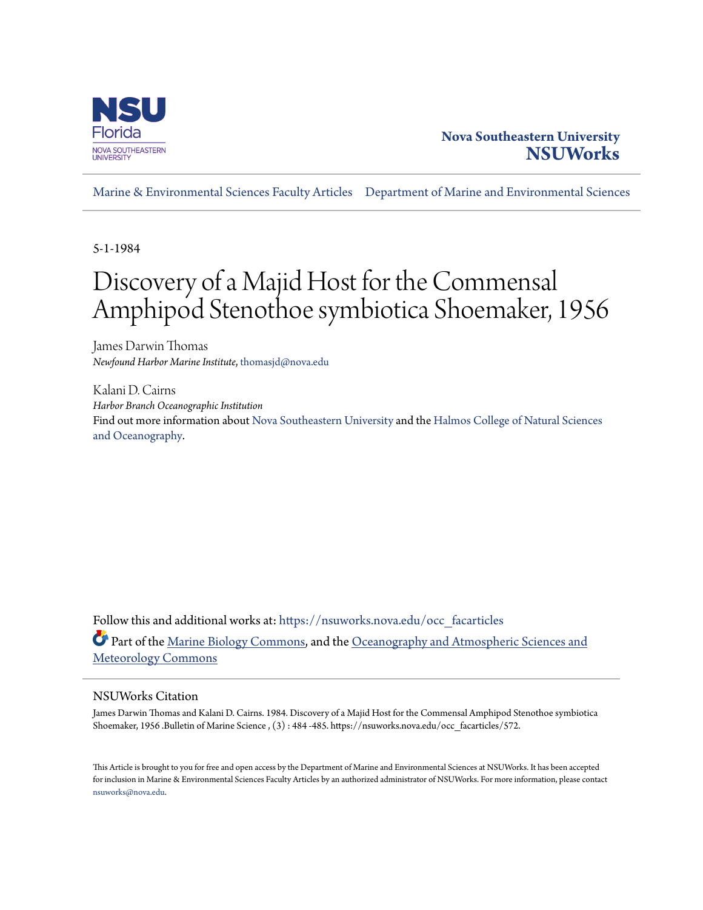Nova Southeastern University
**NSUWorks**

Marine & Environmental Sciences Faculty Articles | Department of Marine and Environmental Sciences

5-1-1984

# Discovery of a Majid Host for the Commensal Amphipod Stenothoe symbiotica Shoemaker, 1956

James Darwin Thomas
*Newfound Harbor Marine Institute*, thomasjd@nova.edu

Kalani D. Cairns
*Harbor Branch Oceanographic Institution*

Find out more information about Nova Southeastern University and the Halmos College of Natural Sciences and Oceanography.

Follow this and additional works at: https://nsuworks.nova.edu/occ_facarticles

Part of the Marine Biology Commons, and the Oceanography and Atmospheric Sciences and Meteorology Commons

## NSUWorks Citation

James Darwin Thomas and Kalani D. Cairns. 1984. Discovery of a Majid Host for the Commensal Amphipod Stenothoe symbiotica Shoemaker, 1956 .Bulletin of Marine Science , (3) : 484 -485. https://nsuworks.nova.edu/occ_facarticles/572.

This Article is brought to you for free and open access by the Department of Marine and Environmental Sciences at NSUWorks. It has been accepted for inclusion in Marine & Environmental Sciences Faculty Articles by an authorized administrator of NSUWorks. For more information, please contact nsuworks@nova.edu.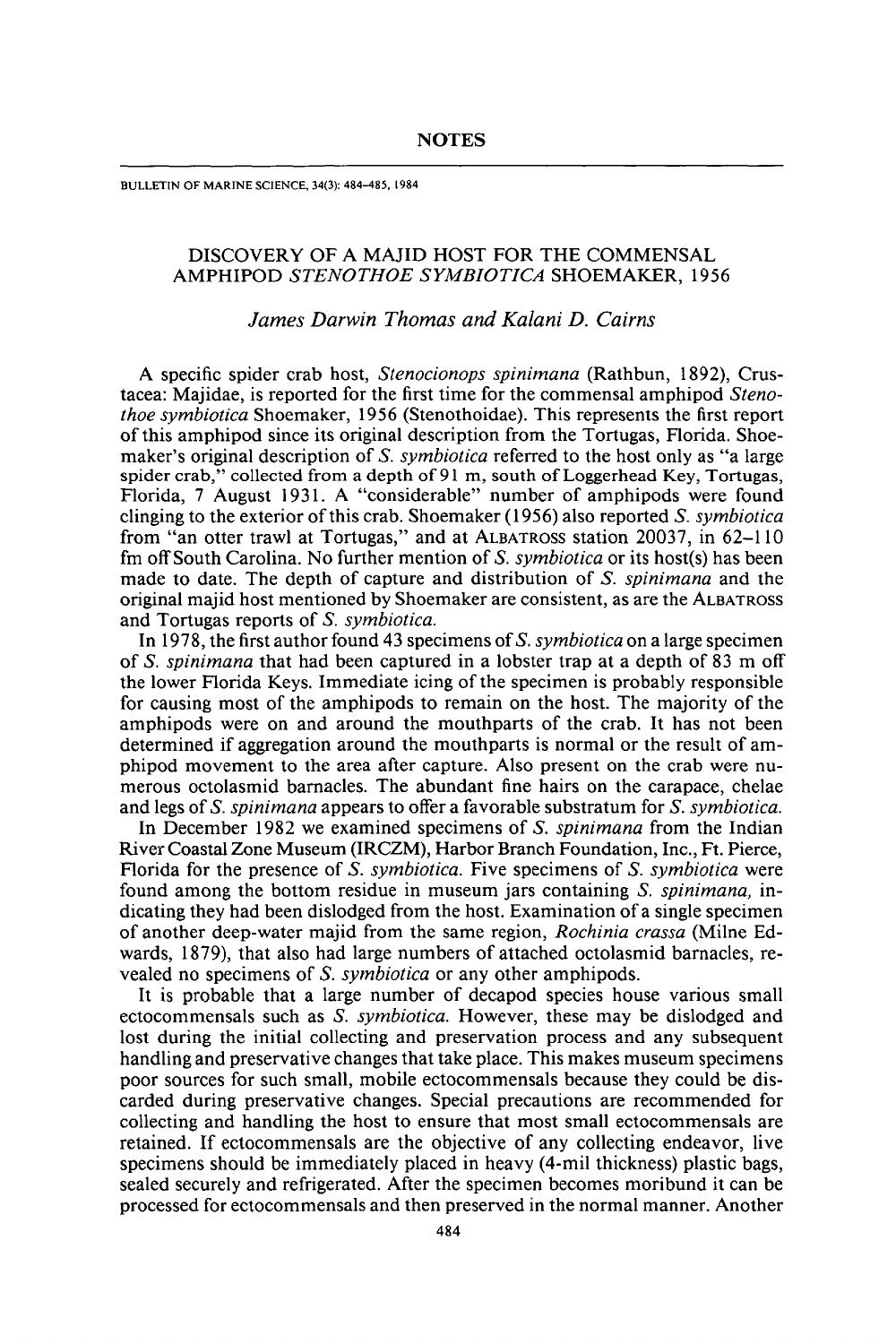# NOTES

# DISCOVERY OF A MAJID HOST FOR THE COMMENSAL AMPHIPOD *STENOTHOE SYMBIOTICA* SHOEMAKER, 1956

*James Darwin Thomas and Kalani D. Cairns*

A specific spider crab host, *Stenocionops spinimana* (Rathbun, 1892), Crustacea: Majidae, is reported for the first time for the commensal amphipod *Stenothoe symbiotica* Shoemaker, 1956 (Stenothoidae). This represents the first report of this amphipod since its original description from the Tortugas, Florida. Shoemaker's original description of *S. symbiotica* referred to the host only as "a large spider crab," collected from a depth of 91 m, south of Loggerhead Key, Tortugas, Florida, 7 August 1931. A "considerable" number of amphipods were found clinging to the exterior of this crab. Shoemaker (1956) also reported *S. symbiotica* from "an otter trawl at Tortugas," and at ALBATROSS station 20037, in 62–110 fm off South Carolina. No further mention of *S. symbiotica* or its host(s) has been made to date. The depth of capture and distribution of *S. spinimana* and the original majid host mentioned by Shoemaker are consistent, as are the ALBATROSS and Tortugas reports of *S. symbiotica*.

In 1978, the first author found 43 specimens of *S. symbiotica* on a large specimen of *S. spinimana* that had been captured in a lobster trap at a depth of 83 m off the lower Florida Keys. Immediate icing of the specimen is probably responsible for causing most of the amphipods to remain on the host. The majority of the amphipods were on and around the mouthparts of the crab. It has not been determined if aggregation around the mouthparts is normal or the result of amphipod movement to the area after capture. Also present on the crab were numerous octolasmid barnacles. The abundant fine hairs on the carapace, chelae and legs of *S. spinimana* appears to offer a favorable substratum for *S. symbiotica*.

In December 1982 we examined specimens of *S. spinimana* from the Indian River Coastal Zone Museum (IRCZM), Harbor Branch Foundation, Inc., Ft. Pierce, Florida for the presence of *S. symbiotica*. Five specimens of *S. symbiotica* were found among the bottom residue in museum jars containing *S. spinimana*, indicating they had been dislodged from the host. Examination of a single specimen of another deep-water majid from the same region, *Rochinia crassa* (Milne Edwards, 1879), that also had large numbers of attached octolasmid barnacles, revealed no specimens of *S. symbiotica* or any other amphipods.

It is probable that a large number of decapod species house various small ectocommensals such as *S. symbiotica*. However, these may be dislodged and lost during the initial collecting and preservation process and any subsequent handling and preservative changes that take place. This makes museum specimens poor sources for such small, mobile ectocommensals because they could be discarded during preservative changes. Special precautions are recommended for collecting and handling the host to ensure that most small ectocommensals are retained. If ectocommensals are the objective of any collecting endeavor, live specimens should be immediately placed in heavy (4-mil thickness) plastic bags, sealed securely and refrigerated. After the specimen becomes moribund it can be processed for ectocommensals and then preserved in the normal manner. Another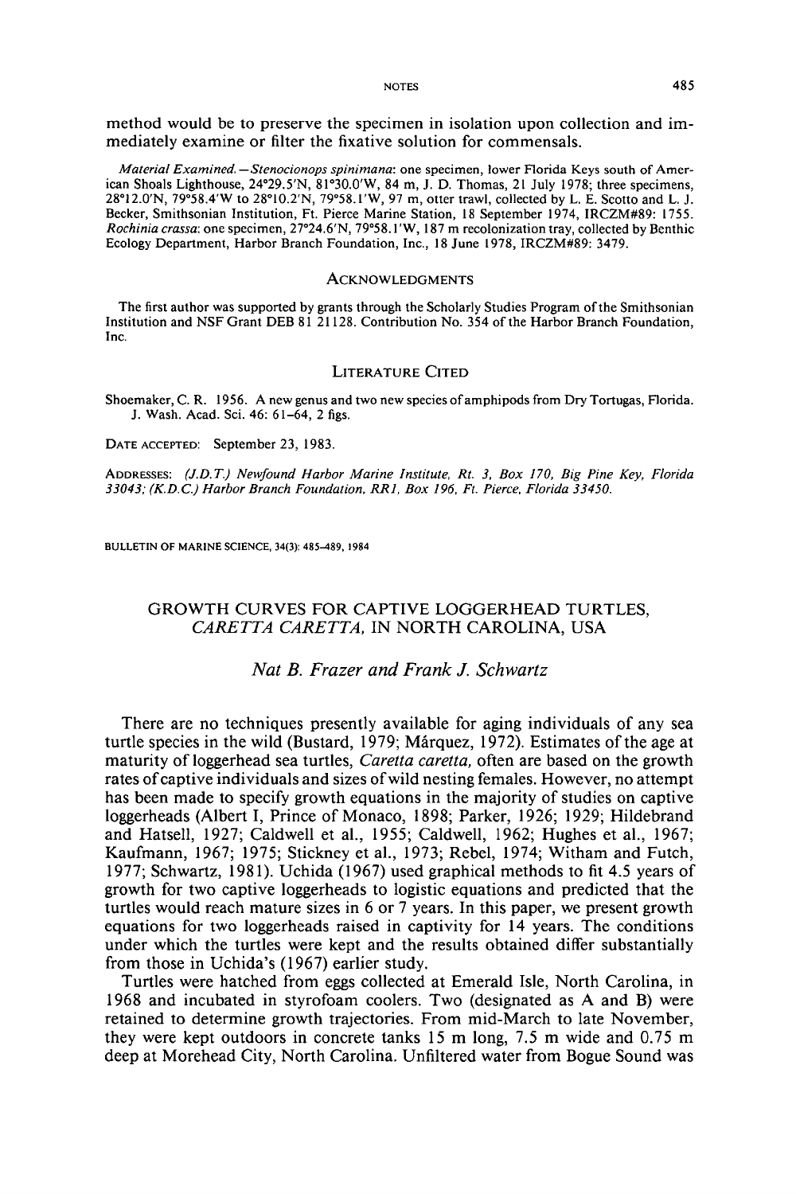method would be to preserve the specimen in isolation upon collection and immediately examine or filter the fixative solution for commensals.

*Material Examined.*—*Stenocionops spinimana*: one specimen, lower Florida Keys south of American Shoals Lighthouse, 24°29.5′N, 81°30.0′W, 84 m, J. D. Thomas, 21 July 1978; three specimens, 28°12.0′N, 79°58.4′W to 28°10.2′N, 79°58.1′W, 97 m, otter trawl, collected by L. E. Scotto and L. J. Becker, Smithsonian Institution, Ft. Pierce Marine Station, 18 September 1974, IRCZM#89: 1755. *Rochinia crassa*: one specimen, 27°24.6′N, 79°58.1′W, 187 m recolonization tray, collected by Benthic Ecology Department, Harbor Branch Foundation, Inc., 18 June 1978, IRCZM#89: 3479.

## Acknowledgments

The first author was supported by grants through the Scholarly Studies Program of the Smithsonian Institution and NSF Grant DEB 81 21128. Contribution No. 354 of the Harbor Branch Foundation, Inc.

## Literature Cited

Shoemaker, C. R. 1956. A new genus and two new species of amphipods from Dry Tortugas, Florida. J. Wash. Acad. Sci. 46: 61–64, 2 figs.

Date accepted: September 23, 1983.

Addresses: *(J.D.T.) Newfound Harbor Marine Institute, Rt. 3, Box 170, Big Pine Key, Florida 33043; (K.D.C.) Harbor Branch Foundation, RR1, Box 196, Ft. Pierce, Florida 33450.*

BULLETIN OF MARINE SCIENCE, 34(3): 485–489, 1984

# GROWTH CURVES FOR CAPTIVE LOGGERHEAD TURTLES, *CARETTA CARETTA*, IN NORTH CAROLINA, USA

*Nat B. Frazer and Frank J. Schwartz*

There are no techniques presently available for aging individuals of any sea turtle species in the wild (Bustard, 1979; Márquez, 1972). Estimates of the age at maturity of loggerhead sea turtles, *Caretta caretta*, often are based on the growth rates of captive individuals and sizes of wild nesting females. However, no attempt has been made to specify growth equations in the majority of studies on captive loggerheads (Albert I, Prince of Monaco, 1898; Parker, 1926; 1929; Hildebrand and Hatsell, 1927; Caldwell et al., 1955; Caldwell, 1962; Hughes et al., 1967; Kaufmann, 1967; 1975; Stickney et al., 1973; Rebel, 1974; Witham and Futch, 1977; Schwartz, 1981). Uchida (1967) used graphical methods to fit 4.5 years of growth for two captive loggerheads to logistic equations and predicted that the turtles would reach mature sizes in 6 or 7 years. In this paper, we present growth equations for two loggerheads raised in captivity for 14 years. The conditions under which the turtles were kept and the results obtained differ substantially from those in Uchida's (1967) earlier study.

Turtles were hatched from eggs collected at Emerald Isle, North Carolina, in 1968 and incubated in styrofoam coolers. Two (designated as A and B) were retained to determine growth trajectories. From mid-March to late November, they were kept outdoors in concrete tanks 15 m long, 7.5 m wide and 0.75 m deep at Morehead City, North Carolina. Unfiltered water from Bogue Sound was